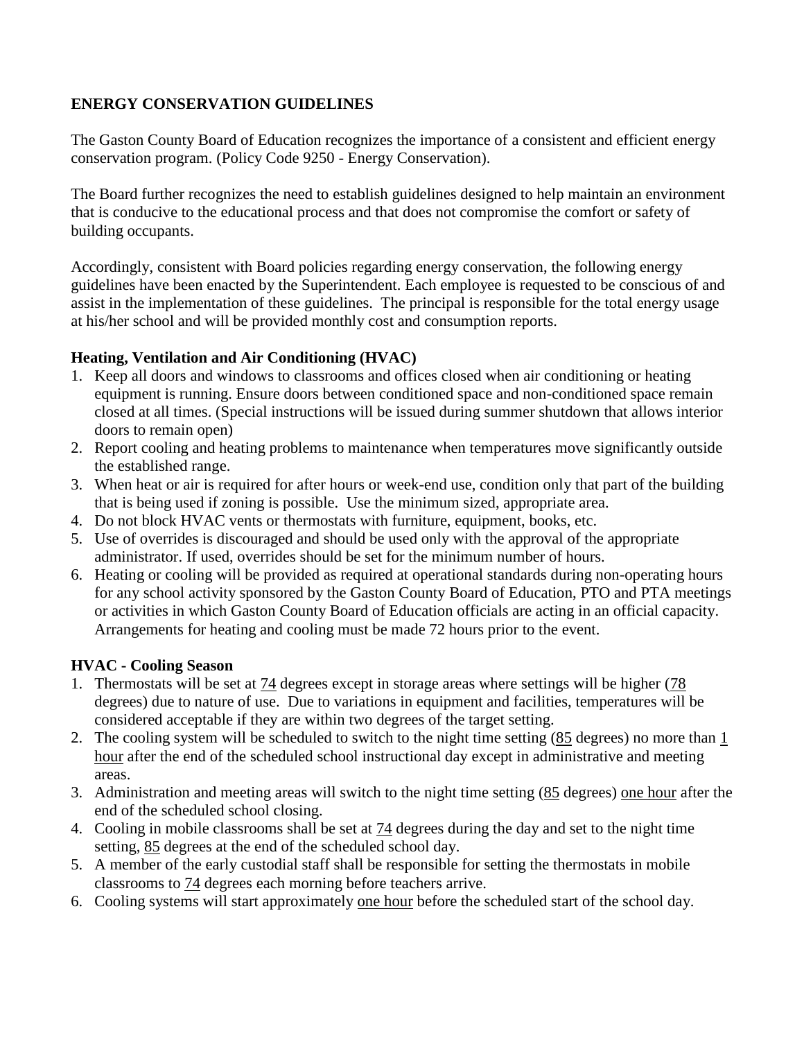# ENERGY CONSERVATION GUIDELINES

The Gaston County Board of Education recognizes the importance of a consistent and efficient energy conservation program. (Policy Code 9250 - Energy Conservation).

The Board further recognizes the need to establish guidelines designed to help maintain an environment that is conducive to the educational process and that does not compromise the comfort or safety of building occupants.

Accordingly, consistent with Board policies regarding energy conservation, the following energy guidelines have been enacted by the Superintendent. Each employee is requested to be conscious of and assist in the implementation of these guidelines. The principal is responsible for the total energy usage at his/her school and will be provided monthly cost and consumption reports.

## Heating, Ventilation and Air Conditioning (HVAC)

1. Keep all doors and windows to classrooms and offices closed when air conditioning or heating equipment is running. Ensure doors between conditioned space and non-conditioned space remain closed at all times. (Special instructions will be issued during summer shutdown that allows interior doors to remain open)
2. Report cooling and heating problems to maintenance when temperatures move significantly outside the established range.
3. When heat or air is required for after hours or week-end use, condition only that part of the building that is being used if zoning is possible. Use the minimum sized, appropriate area.
4. Do not block HVAC vents or thermostats with furniture, equipment, books, etc.
5. Use of overrides is discouraged and should be used only with the approval of the appropriate administrator. If used, overrides should be set for the minimum number of hours.
6. Heating or cooling will be provided as required at operational standards during non-operating hours for any school activity sponsored by the Gaston County Board of Education, PTO and PTA meetings or activities in which Gaston County Board of Education officials are acting in an official capacity. Arrangements for heating and cooling must be made 72 hours prior to the event.

## HVAC - Cooling Season

1. Thermostats will be set at 74 degrees except in storage areas where settings will be higher (78 degrees) due to nature of use. Due to variations in equipment and facilities, temperatures will be considered acceptable if they are within two degrees of the target setting.
2. The cooling system will be scheduled to switch to the night time setting (85 degrees) no more than 1 hour after the end of the scheduled school instructional day except in administrative and meeting areas.
3. Administration and meeting areas will switch to the night time setting (85 degrees) one hour after the end of the scheduled school closing.
4. Cooling in mobile classrooms shall be set at 74 degrees during the day and set to the night time setting, 85 degrees at the end of the scheduled school day.
5. A member of the early custodial staff shall be responsible for setting the thermostats in mobile classrooms to 74 degrees each morning before teachers arrive.
6. Cooling systems will start approximately one hour before the scheduled start of the school day.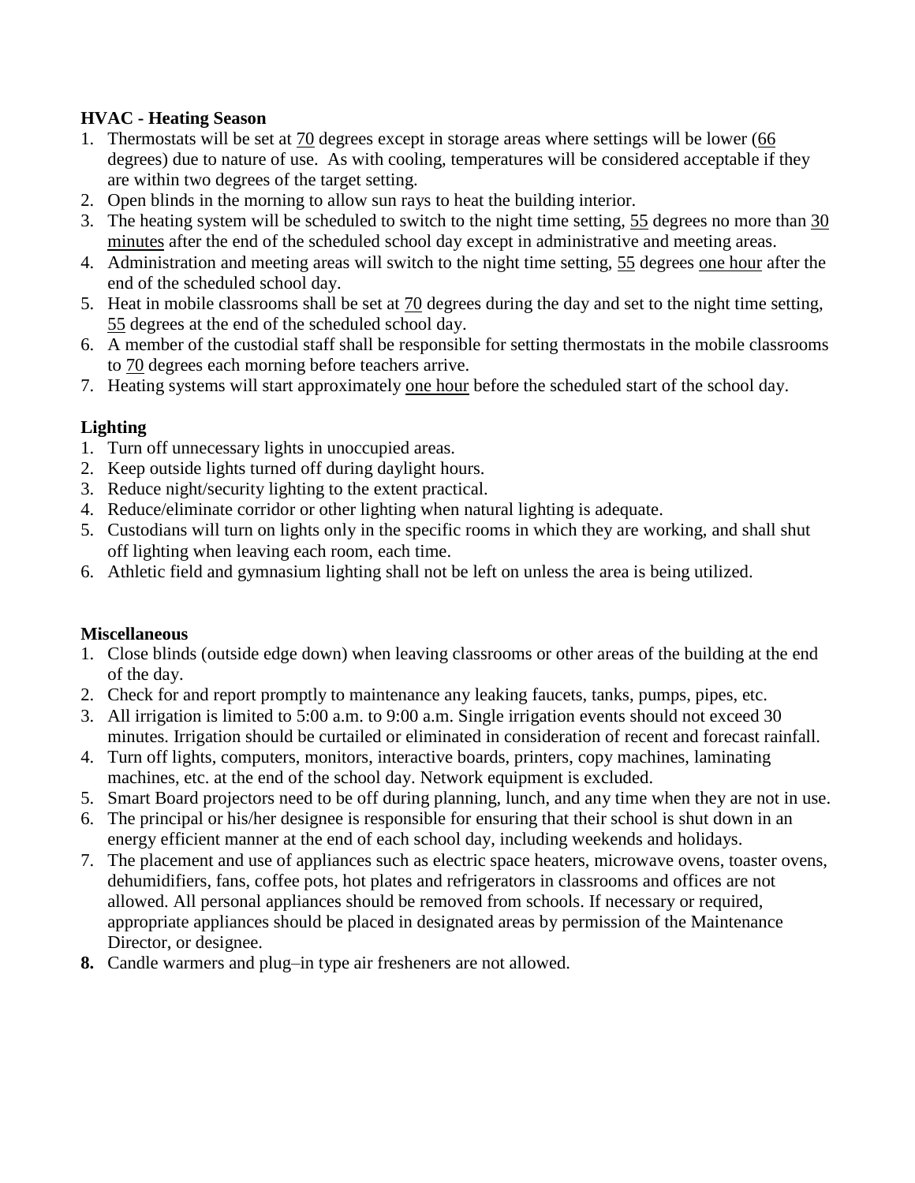**HVAC - Heating Season**

1. Thermostats will be set at 70 degrees except in storage areas where settings will be lower (66 degrees) due to nature of use. As with cooling, temperatures will be considered acceptable if they are within two degrees of the target setting.
2. Open blinds in the morning to allow sun rays to heat the building interior.
3. The heating system will be scheduled to switch to the night time setting, 55 degrees no more than 30 minutes after the end of the scheduled school day except in administrative and meeting areas.
4. Administration and meeting areas will switch to the night time setting, 55 degrees one hour after the end of the scheduled school day.
5. Heat in mobile classrooms shall be set at 70 degrees during the day and set to the night time setting, 55 degrees at the end of the scheduled school day.
6. A member of the custodial staff shall be responsible for setting thermostats in the mobile classrooms to 70 degrees each morning before teachers arrive.
7. Heating systems will start approximately one hour before the scheduled start of the school day.

**Lighting**

1. Turn off unnecessary lights in unoccupied areas.
2. Keep outside lights turned off during daylight hours.
3. Reduce night/security lighting to the extent practical.
4. Reduce/eliminate corridor or other lighting when natural lighting is adequate.
5. Custodians will turn on lights only in the specific rooms in which they are working, and shall shut off lighting when leaving each room, each time.
6. Athletic field and gymnasium lighting shall not be left on unless the area is being utilized.

**Miscellaneous**

1. Close blinds (outside edge down) when leaving classrooms or other areas of the building at the end of the day.
2. Check for and report promptly to maintenance any leaking faucets, tanks, pumps, pipes, etc.
3. All irrigation is limited to 5:00 a.m. to 9:00 a.m. Single irrigation events should not exceed 30 minutes. Irrigation should be curtailed or eliminated in consideration of recent and forecast rainfall.
4. Turn off lights, computers, monitors, interactive boards, printers, copy machines, laminating machines, etc. at the end of the school day. Network equipment is excluded.
5. Smart Board projectors need to be off during planning, lunch, and any time when they are not in use.
6. The principal or his/her designee is responsible for ensuring that their school is shut down in an energy efficient manner at the end of each school day, including weekends and holidays.
7. The placement and use of appliances such as electric space heaters, microwave ovens, toaster ovens, dehumidifiers, fans, coffee pots, hot plates and refrigerators in classrooms and offices are not allowed. All personal appliances should be removed from schools. If necessary or required, appropriate appliances should be placed in designated areas by permission of the Maintenance Director, or designee.
8. Candle warmers and plug–in type air fresheners are not allowed.